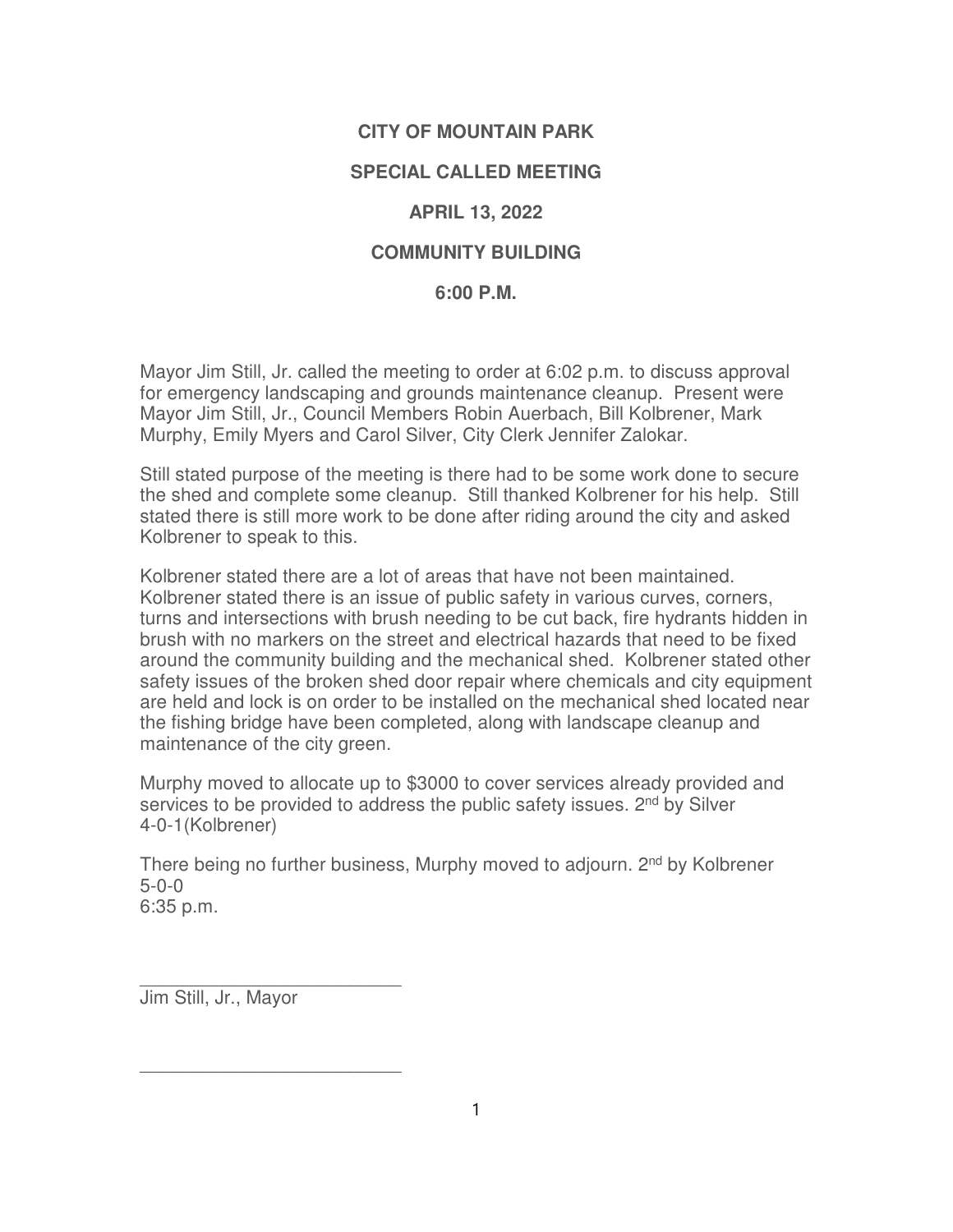# CITY OF MOUNTAIN PARK

## SPECIAL CALLED MEETING

## APRIL 13, 2022

## COMMUNITY BUILDING

## 6:00 P.M.

Mayor Jim Still, Jr. called the meeting to order at 6:02 p.m. to discuss approval for emergency landscaping and grounds maintenance cleanup. Present were Mayor Jim Still, Jr., Council Members Robin Auerbach, Bill Kolbrener, Mark Murphy, Emily Myers and Carol Silver, City Clerk Jennifer Zalokar.

Still stated purpose of the meeting is there had to be some work done to secure the shed and complete some cleanup. Still thanked Kolbrener for his help. Still stated there is still more work to be done after riding around the city and asked Kolbrener to speak to this.

Kolbrener stated there are a lot of areas that have not been maintained. Kolbrener stated there is an issue of public safety in various curves, corners, turns and intersections with brush needing to be cut back, fire hydrants hidden in brush with no markers on the street and electrical hazards that need to be fixed around the community building and the mechanical shed. Kolbrener stated other safety issues of the broken shed door repair where chemicals and city equipment are held and lock is on order to be installed on the mechanical shed located near the fishing bridge have been completed, along with landscape cleanup and maintenance of the city green.

Murphy moved to allocate up to $3000 to cover services already provided and services to be provided to address the public safety issues. 2nd by Silver
4-0-1(Kolbrener)

There being no further business, Murphy moved to adjourn. 2nd by Kolbrener
5-0-0
6:35 p.m.

\_\_\_\_\_\_\_\_\_\_\_\_\_\_\_\_\_\_\_\_\_\_\_\_\_\_
Jim Still, Jr., Mayor

\_\_\_\_\_\_\_\_\_\_\_\_\_\_\_\_\_\_\_\_\_\_\_\_\_\_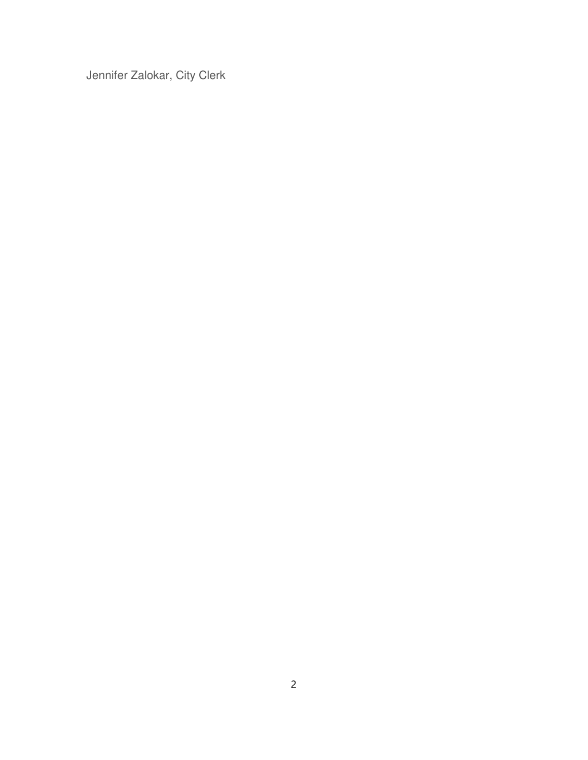Jennifer Zalokar, City Clerk